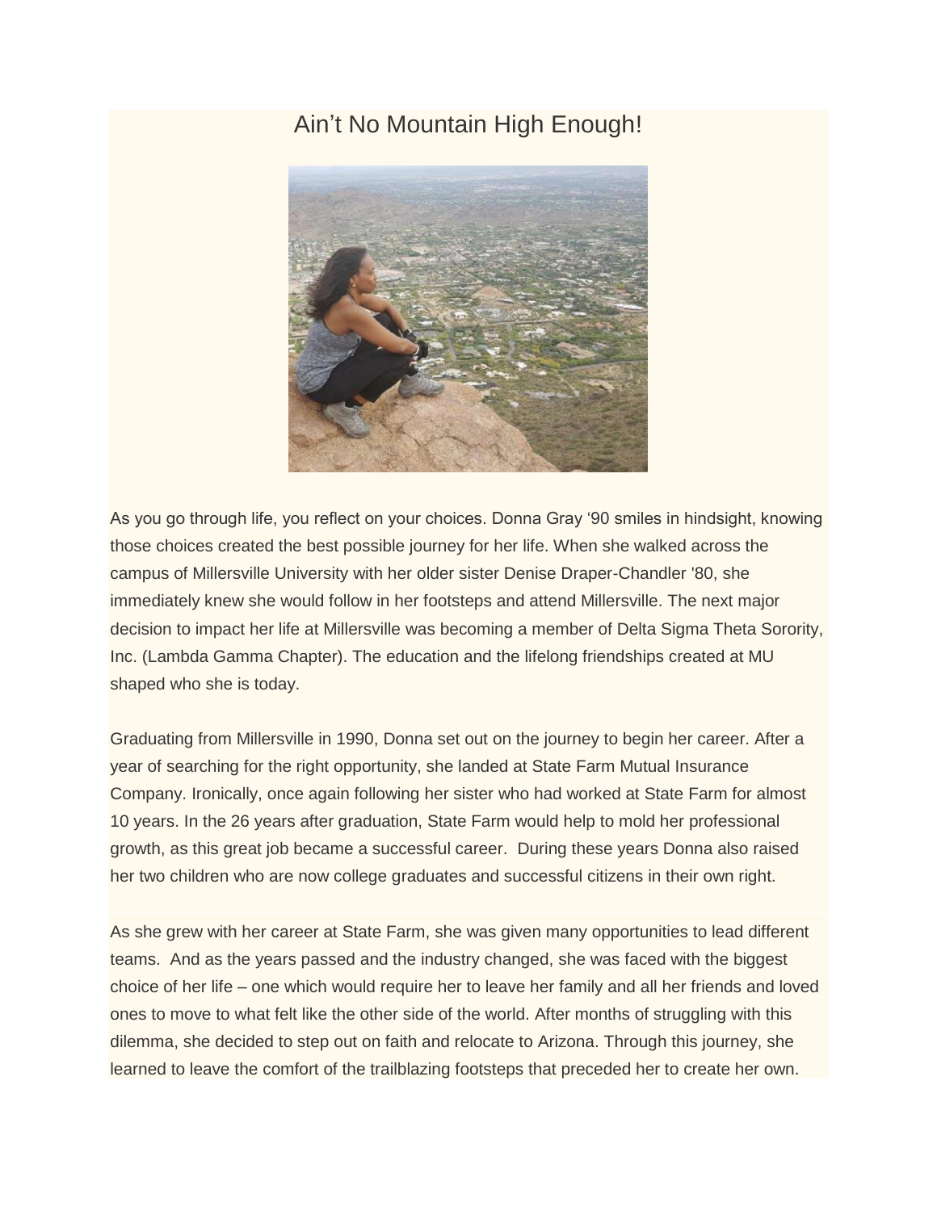# Ain't No Mountain High Enough!

As you go through life, you reflect on your choices. Donna Gray '90 smiles in hindsight, knowing those choices created the best possible journey for her life. When she walked across the campus of Millersville University with her older sister Denise Draper-Chandler '80, she immediately knew she would follow in her footsteps and attend Millersville. The next major decision to impact her life at Millersville was becoming a member of Delta Sigma Theta Sorority, Inc. (Lambda Gamma Chapter). The education and the lifelong friendships created at MU shaped who she is today.

Graduating from Millersville in 1990, Donna set out on the journey to begin her career. After a year of searching for the right opportunity, she landed at State Farm Mutual Insurance Company. Ironically, once again following her sister who had worked at State Farm for almost 10 years. In the 26 years after graduation, State Farm would help to mold her professional growth, as this great job became a successful career. During these years Donna also raised her two children who are now college graduates and successful citizens in their own right.

As she grew with her career at State Farm, she was given many opportunities to lead different teams. And as the years passed and the industry changed, she was faced with the biggest choice of her life – one which would require her to leave her family and all her friends and loved ones to move to what felt like the other side of the world. After months of struggling with this dilemma, she decided to step out on faith and relocate to Arizona. Through this journey, she learned to leave the comfort of the trailblazing footsteps that preceded her to create her own.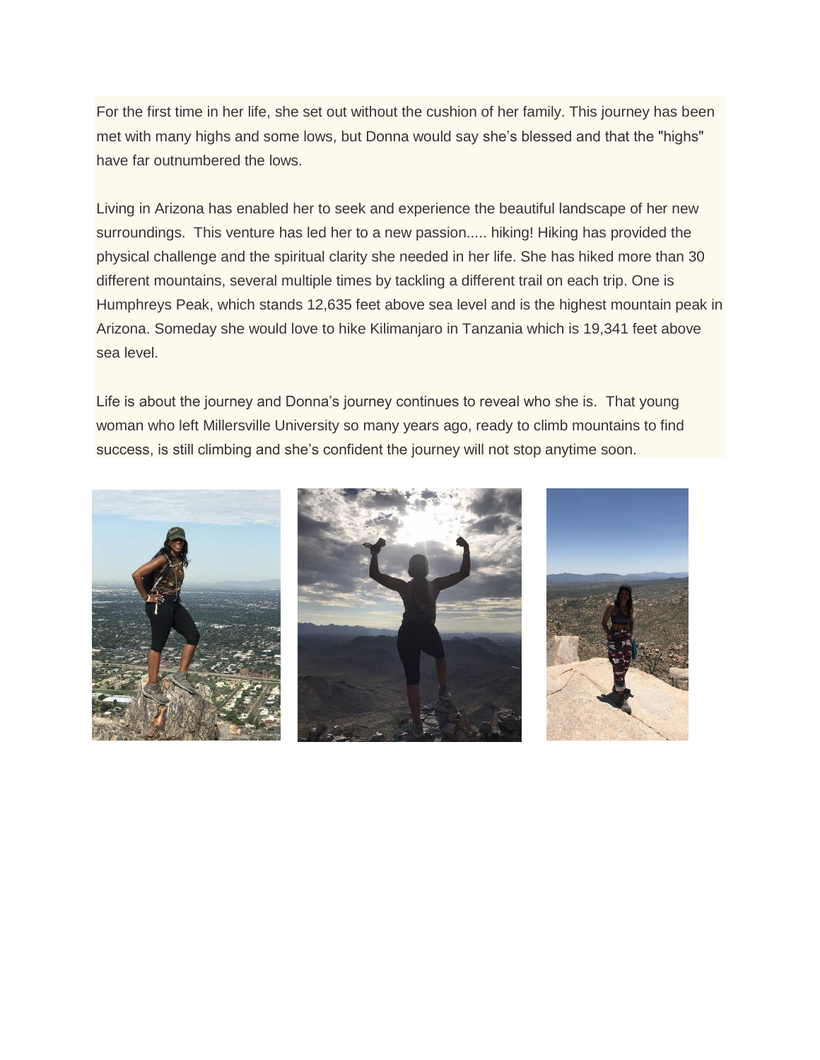For the first time in her life, she set out without the cushion of her family. This journey has been met with many highs and some lows, but Donna would say she's blessed and that the "highs" have far outnumbered the lows.

Living in Arizona has enabled her to seek and experience the beautiful landscape of her new surroundings. This venture has led her to a new passion..... hiking! Hiking has provided the physical challenge and the spiritual clarity she needed in her life. She has hiked more than 30 different mountains, several multiple times by tackling a different trail on each trip. One is Humphreys Peak, which stands 12,635 feet above sea level and is the highest mountain peak in Arizona. Someday she would love to hike Kilimanjaro in Tanzania which is 19,341 feet above sea level.

Life is about the journey and Donna's journey continues to reveal who she is. That young woman who left Millersville University so many years ago, ready to climb mountains to find success, is still climbing and she's confident the journey will not stop anytime soon.